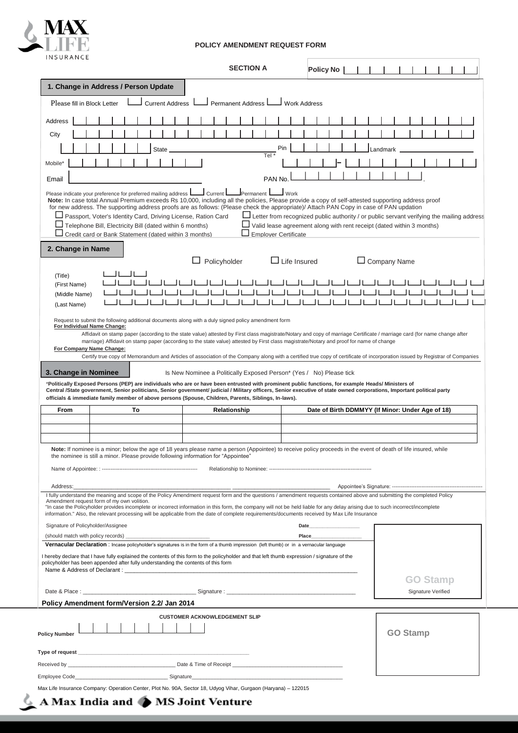MAX LIFE INSURANCE

**POLICY AMENDMENT REQUEST FORM**

**SECTION A** — **Policy No**

## 1. Change in Address / Person Update

Please fill in Block Letter ☐ Current Address ☐ Permanent Address ☐ Work Address

Address

City

State ______ Pin ______ Landmark ______

Mobile* ______ Tel * ______ -

Email ______ PAN No. ______

Please indicate your preference for preferred mailing address ☐ Current ☐ Permanent ☐ Work

**Note:** In case total Annual Premium exceeds Rs 10,000, including all the policies, Please provide a copy of self-attested supporting address proof for new address. The supporting address proofs are as follows: (Please check the appropriate)/ Attach PAN Copy in case of PAN updation

- ☐ Passport, Voter's Identity Card, Driving License, Ration Card
- ☐ Letter from recognized public authority / or public servant verifying the mailing address
- ☐ Telephone Bill, Electricity Bill (dated within 6 months)
- ☐ Valid lease agreement along with rent receipt (dated within 3 months)
- ☐ Credit card or Bank Statement (dated within 3 months)
- ☐ Employer Certificate

## 2. Change in Name

☐ Policyholder ☐ Life Insured ☐ Company Name

(Title)

(First Name)

(Middle Name)

(Last Name)

Request to submit the following additional documents along with a duly signed policy amendment form

**For Individual Name Change:**

Affidavit on stamp paper (according to the state value) attested by First class magistrate/Notary and copy of marriage Certificate / marriage card (for name change after marriage) Affidavit on stamp paper (according to the state value) attested by First class magistrate/Notary and proof for name of change

**For Company Name Change:**

Certify true copy of Memorandum and Articles of association of the Company along with a certified true copy of certificate of incorporation issued by Registrar of Companies

## 3. Change in Nominee

Is New Nominee a Politically Exposed Person* (Yes / No) Please tick

***Politically Exposed Persons (PEP) are individuals who are or have been entrusted with prominent public functions, for example Heads/ Ministers of Central /State government, Senior politicians, Senior government/ judicial / Military officers, Senior executive of state owned corporations, Important political party officials & immediate family member of above persons (Spouse, Children, Parents, Siblings, In-laws).**

| From | To | Relationship | Date of Birth DDMMYY (If Minor: Under Age of 18) |
|---|---|---|---|
| | | | |
| | | | |
| | | | |

**Note:** If nominee is a minor; below the age of 18 years please name a person (Appointee) to receive policy proceeds in the event of death of life insured, while the nominee is still a minor. Please provide following information for "Appointee"

Name of Appointee: : ------------------------------------------------------ Relationship to Nominee: ----------------------------------------------------------

Address:______________________________________________ Appointee's Signature: ----------------------------------------------------

I fully understand the meaning and scope of the Policy Amendment request form and the questions / amendment requests contained above and submitting the completed Policy Amendment request form of my own volition.

"In case the Policyholder provides incomplete or incorrect information in this form, the company will not be held liable for any delay arising due to such incorrect/incomplete information." Also, the relevant processing will be applicable from the date of complete requirements/documents received by Max Life Insurance

Signature of Policyholder/Assignee Date__________________

(should match with policy records) ____________________________ Place__________________

**Vernacular Declaration** : Incase policyholder's signatures is in the form of a thumb impression (left thumb) or in a vernacular language

I hereby declare that I have fully explained the contents of this form to the policyholder and that left thumb expression / signature of the policyholder has been appended after fully understanding the contents of this form

Name & Address of Declarant : ______________________________________________

Date & Place : ______________________________ Signature : ______________________________

**GO Stamp**

Signature Verified

**Policy Amendment form/Version 2.2/ Jan 2014**

---

**CUSTOMER ACKNOWLEDGEMENT SLIP**

**Policy Number**

**Type of request** ____________________________________________

Received by ______________________ Date & Time of Receipt ______________________

Employee Code______________________ Signature______________________

**GO Stamp**

Max Life Insurance Company: Operation Center, Plot No. 90A, Sector 18, Udyog Vihar, Gurgaon (Haryana) – 122015

**A Max India and MS Joint Venture**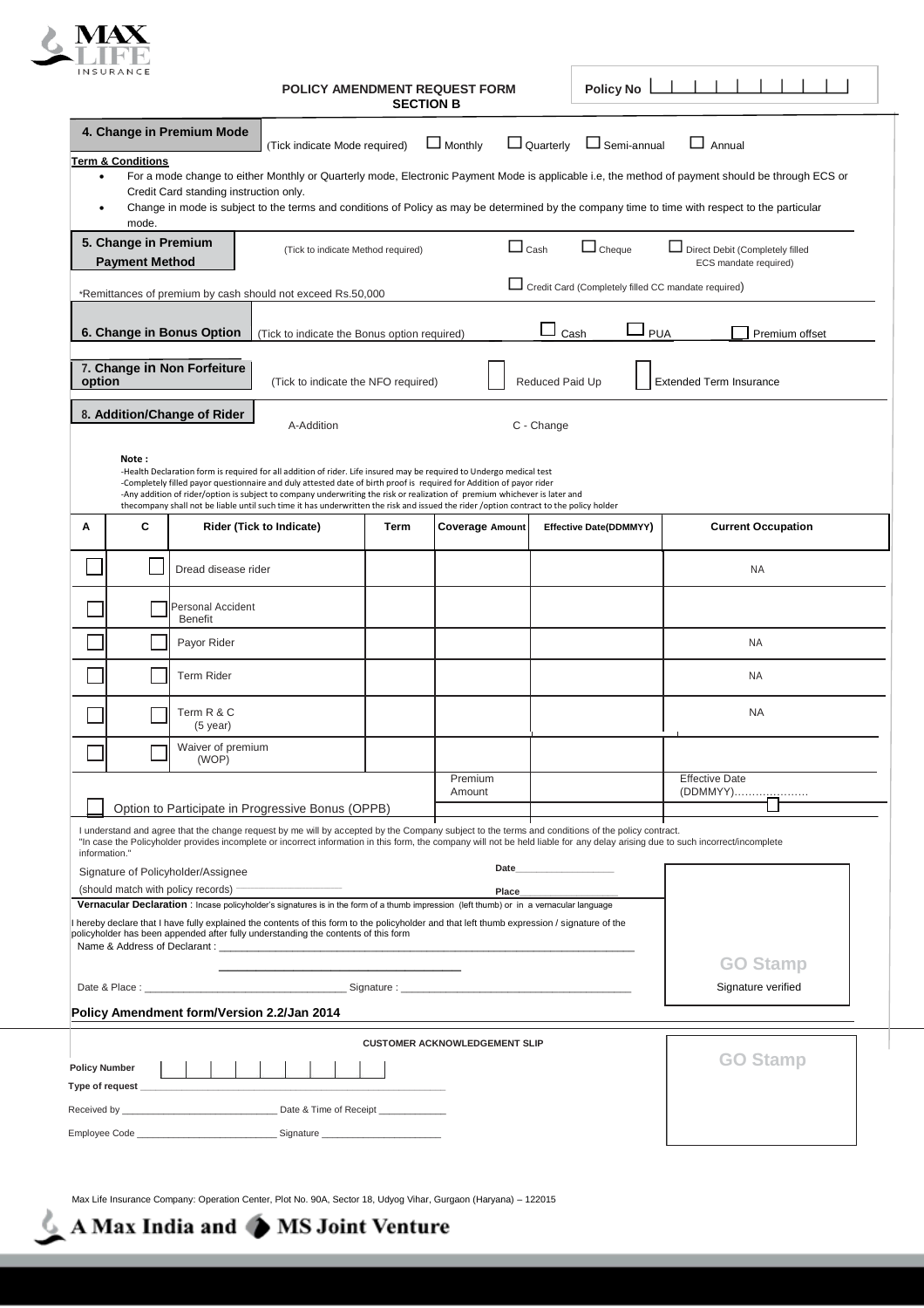# POLICY AMENDMENT REQUEST FORM
## SECTION B

Policy No

### 4. Change in Premium Mode

(Tick indicate Mode required) ☐ Monthly ☐ Quarterly ☐ Semi-annual ☐ Annual

**Term & Conditions**

- For a mode change to either Monthly or Quarterly mode, Electronic Payment Mode is applicable i.e, the method of payment should be through ECS or Credit Card standing instruction only.
- Change in mode is subject to the terms and conditions of Policy as may be determined by the company time to time with respect to the particular mode.

### 5. Change in Premium Payment Method

(Tick to indicate Method required) ☐ Cash ☐ Cheque ☐ Direct Debit (Completely filled ECS mandate required)

☐ Credit Card (Completely filled CC mandate required)

*Remittances of premium by cash should not exceed Rs.50,000

### 6. Change in Bonus Option

(Tick to indicate the Bonus option required) ☐ Cash ☐ PUA ☐ Premium offset

### 7. Change in Non Forfeiture option

(Tick to indicate the NFO required) ☐ Reduced Paid Up ☐ Extended Term Insurance

### 8. Addition/Change of Rider

A-Addition C - Change

**Note :**

-Health Declaration form is required for all addition of rider. Life insured may be required to Undergo medical test
-Completely filled payor questionnaire and duly attested date of birth proof is required for Addition of payor rider
-Any addition of rider/option is subject to company underwriting the risk or realization of premium whichever is later and
thecompany shall not be liable until such time it has underwritten the risk and issued the rider /option contract to the policy holder

| A | C | Rider (Tick to Indicate) | Term | Coverage Amount | Effective Date(DDMMYY) | Current Occupation |
|---|---|---|---|---|---|---|
| ☐ | ☐ | Dread disease rider | | | | NA |
| ☐ | ☐ | Personal Accident Benefit | | | | |
| ☐ | ☐ | Payor Rider | | | | NA |
| ☐ | ☐ | Term Rider | | | | NA |
| ☐ | ☐ | Term R & C (5 year) | | | | NA |
| ☐ | ☐ | Waiver of premium (WOP) | | | | |
| ☐ | | Option to Participate in Progressive Bonus (OPPB) | | Premium Amount | | Effective Date (DDMMYY)………………… |

I understand and agree that the change request by me will by accepted by the Company subject to the terms and conditions of the policy contract.
"In case the Policyholder provides incomplete or incorrect information in this form, the company will not be held liable for any delay arising due to such incorrect/incomplete information."

Signature of Policyholder/Assignee
(should match with policy records) ____________________

Date__________________

Place__________________

**Vernacular Declaration** : Incase policyholder's signatures is in the form of a thumb impression (left thumb) or in a vernacular language

I hereby declare that I have fully explained the contents of this form to the policyholder and that left thumb expression / signature of the policyholder has been appended after fully understanding the contents of this form

Name & Address of Declarant : ____________________________________________________________

____________________________________

Date & Place : __________________________________ Signature : ______________________________________

GO Stamp
Signature verified

**Policy Amendment form/Version 2.2/Jan 2014**

---

**CUSTOMER ACKNOWLEDGEMENT SLIP**

**Policy Number**

**Type of request** ____________________________________________________

Received by ____________________________ Date & Time of Receipt ____________

Employee Code __________________________ Signature ______________________

GO Stamp

Max Life Insurance Company: Operation Center, Plot No. 90A, Sector 18, Udyog Vihar, Gurgaon (Haryana) – 122015

A Max India and MS Joint Venture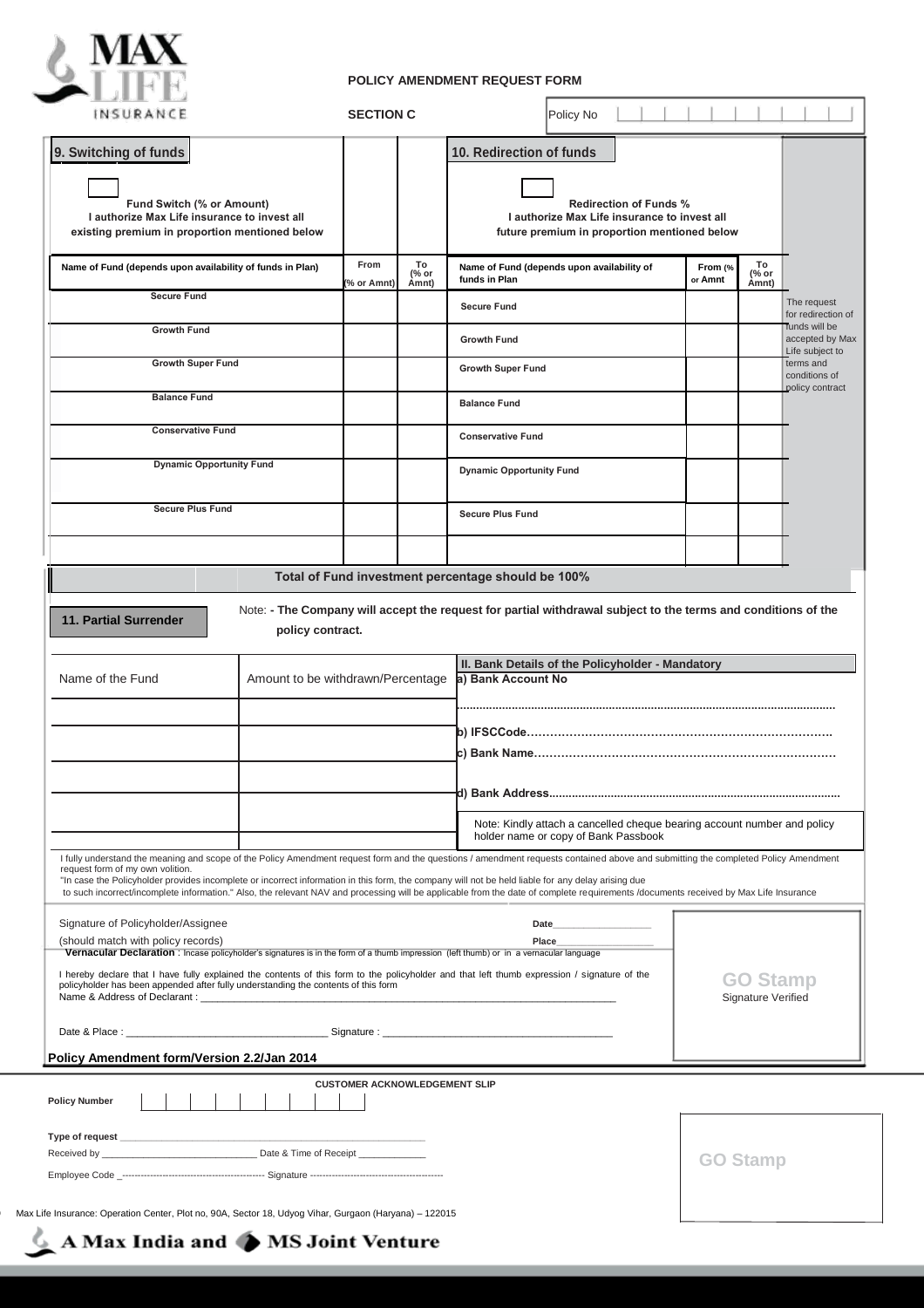**POLICY AMENDMENT REQUEST FORM**

**SECTION C**

Policy No

## 9. Switching of funds

**Fund Switch (% or Amount)**
**I authorize Max Life insurance to invest all existing premium in proportion mentioned below**

| Name of Fund (depends upon availability of funds in Plan) | From (% or Amnt) | To (% or Amnt) |
|---|---|---|
| Secure Fund | | |
| Growth Fund | | |
| Growth Super Fund | | |
| Balance Fund | | |
| Conservative Fund | | |
| Dynamic Opportunity Fund | | |
| Secure Plus Fund | | |
| | | |

## 10. Redirection of funds

**Redirection of Funds %**
**I authorize Max Life insurance to invest all future premium in proportion mentioned below**

| Name of Fund (depends upon availability of funds in Plan) | From (% or Amnt | To (% or Amnt) |
|---|---|---|
| Secure Fund | | |
| Growth Fund | | |
| Growth Super Fund | | |
| Balance Fund | | |
| Conservative Fund | | |
| Dynamic Opportunity Fund | | |
| Secure Plus Fund | | |
| | | |

The request for redirection of funds will be accepted by Max Life subject to terms and conditions of policy contract

**Total of Fund investment percentage should be 100%**

## 11. Partial Surrender

Note: **- The Company will accept the request for partial withdrawal subject to the terms and conditions of the policy contract.**

| Name of the Fund | Amount to be withdrawn/Percentage |
|---|---|
| | |
| | |
| | |
| | |
| | |

**II. Bank Details of the Policyholder - Mandatory**

**a) Bank Account No**

..................................................................................................................

**b) IFSCCode…………………………………………………………………….**

**c) Bank Name……………………………………………………………………**

**d) Bank Address........................................................................................**

Note: Kindly attach a cancelled cheque bearing account number and policy holder name or copy of Bank Passbook

I fully understand the meaning and scope of the Policy Amendment request form and the questions / amendment requests contained above and submitting the completed Policy Amendment request form of my own volition.
"In case the Policyholder provides incomplete or incorrect information in this form, the company will not be held liable for any delay arising due to such incorrect/incomplete information." Also, the relevant NAV and processing will be applicable from the date of complete requirements /documents received by Max Life Insurance

Signature of Policyholder/Assignee
(should match with policy records)

Date__________________
Place__________________

**Vernacular Declaration** : Incase policyholder's signatures is in the form of a thumb impression (left thumb) or in a vernacular language

I hereby declare that I have fully explained the contents of this form to the policyholder and that left thumb expression / signature of the policyholder has been appended after fully understanding the contents of this form
Name & Address of Declarant : ___________________________________________________________________________

Date & Place : ___________________________________ Signature : ________________________________________

**GO Stamp**
Signature Verified

**Policy Amendment form/Version 2.2/Jan 2014**

**CUSTOMER ACKNOWLEDGEMENT SLIP**

**Policy Number**

**Type of request** ____________________________________________________________

Received by ______________________________ Date & Time of Receipt _____________

Employee Code _------------------------------------------ Signature ------------------------------------------

**GO Stamp**

Max Life Insurance: Operation Center, Plot no, 90A, Sector 18, Udyog Vihar, Gurgaon (Haryana) – 122015

A Max India and MS Joint Venture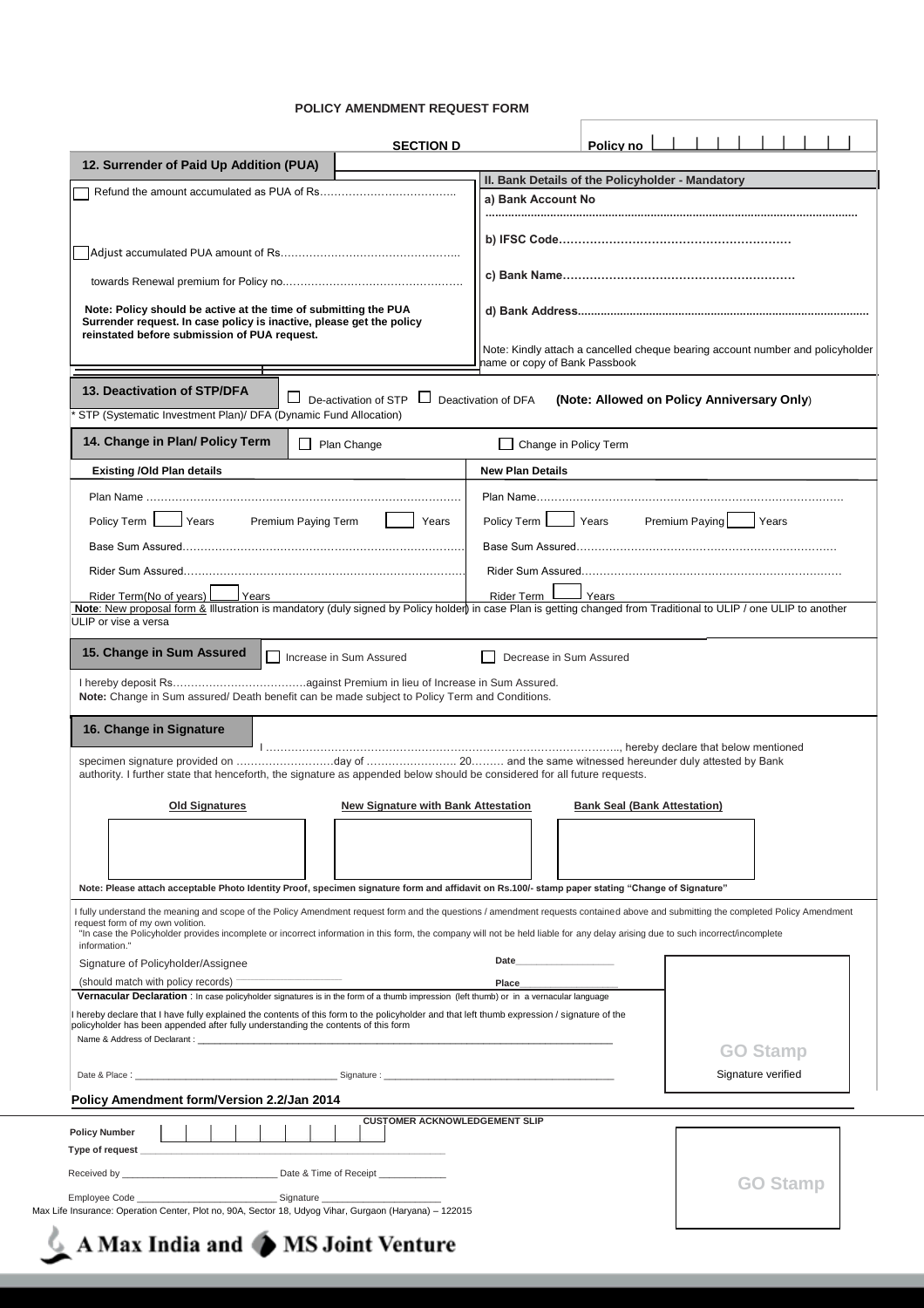**POLICY AMENDMENT REQUEST FORM**

**SECTION D**

**Policy no** | | | | | | | | | | |

### 12. Surrender of Paid Up Addition (PUA)

☐ Refund the amount accumulated as PUA of Rs………………………………..

☐ Adjust accumulated PUA amount of Rs…………………………………………..

towards Renewal premium for Policy no.…………………………………………

**Note: Policy should be active at the time of submitting the PUA Surrender request. In case policy is inactive, please get the policy reinstated before submission of PUA request.**

**II. Bank Details of the Policyholder - Mandatory**

**a) Bank Account No** ………………………………………………………………………………………………

**b) IFSC Code……………………………………………………**

**c) Bank Name……………………………………………………**

**d) Bank Address………………………………………………………………………………**

Note: Kindly attach a cancelled cheque bearing account number and policyholder name or copy of Bank Passbook

### 13. Deactivation of STP/DFA

☐ De-activation of STP ☐ Deactivation of DFA **(Note: Allowed on Policy Anniversary Only)**

* STP (Systematic Investment Plan)/ DFA (Dynamic Fund Allocation)

### 14. Change in Plan/ Policy Term

☐ Plan Change ☐ Change in Policy Term

| **Existing /Old Plan details** | **New Plan Details** |
|---|---|
| Plan Name …………………………………………………………………………… | Plan Name…………………………………………………………………………… |
| Policy Term ☐ Years  Premium Paying Term ☐ Years | Policy Term ☐ Years  Premium Paying ☐ Years |
| Base Sum Assured…………………………………………………………………… | Base Sum Assured……………………………………………………………… |
| Rider Sum Assured…………………………………………………………………… | Rider Sum Assured……………………………………………………………… |
| Rider Term(No of years) ☐ Years | Rider Term ☐ Years |

**Note**: New proposal form & Illustration is mandatory (duly signed by Policy holder) in case Plan is getting changed from Traditional to ULIP / one ULIP to another ULIP or vise a versa

### 15. Change in Sum Assured

☐ Increase in Sum Assured ☐ Decrease in Sum Assured

I hereby deposit Rs……………………………….against Premium in lieu of Increase in Sum Assured.
**Note:** Change in Sum assured/ Death benefit can be made subject to Policy Term and Conditions.

### 16. Change in Signature

I ……………………………………………………………………………………….., hereby declare that below mentioned specimen signature provided on ………………………day of ……………………. 20……… and the same witnessed hereunder duly attested by Bank authority. I further state that henceforth, the signature as appended below should be considered for all future requests.

| **Old Signatures** | **New Signature with Bank Attestation** | **Bank Seal (Bank Attestation)** |
|---|---|---|
| | | |

**Note: Please attach acceptable Photo Identity Proof, specimen signature form and affidavit on Rs.100/- stamp paper stating "Change of Signature"**

I fully understand the meaning and scope of the Policy Amendment request form and the questions / amendment requests contained above and submitting the completed Policy Amendment request form of my own volition.
"In case the Policyholder provides incomplete or incorrect information in this form, the company will not be held liable for any delay arising due to such incorrect/incomplete information."

Signature of Policyholder/Assignee
(should match with policy records) ____________

Date____________

Place____________

**Vernacular Declaration** : In case policyholder signatures is in the form of a thumb impression (left thumb) or in a vernacular language

I hereby declare that I have fully explained the contents of this form to the policyholder and that left thumb expression / signature of the policyholder has been appended after fully understanding the contents of this form

Name & Address of Declarant : ____________________________________________

Date & Place : ______________________ Signature : ______________________

**GO Stamp**
Signature verified

**Policy Amendment form/Version 2.2/Jan 2014**

---

**CUSTOMER ACKNOWLEDGEMENT SLIP**

**Policy Number** | | | | | | | | | | |

**Type of request** ____________________________________________

Received by ______________________ Date & Time of Receipt ____________

Employee Code ______________________ Signature ______________________

**GO Stamp**

Max Life Insurance: Operation Center, Plot no, 90A, Sector 18, Udyog Vihar, Gurgaon (Haryana) – 122015

**A Max India and MS Joint Venture**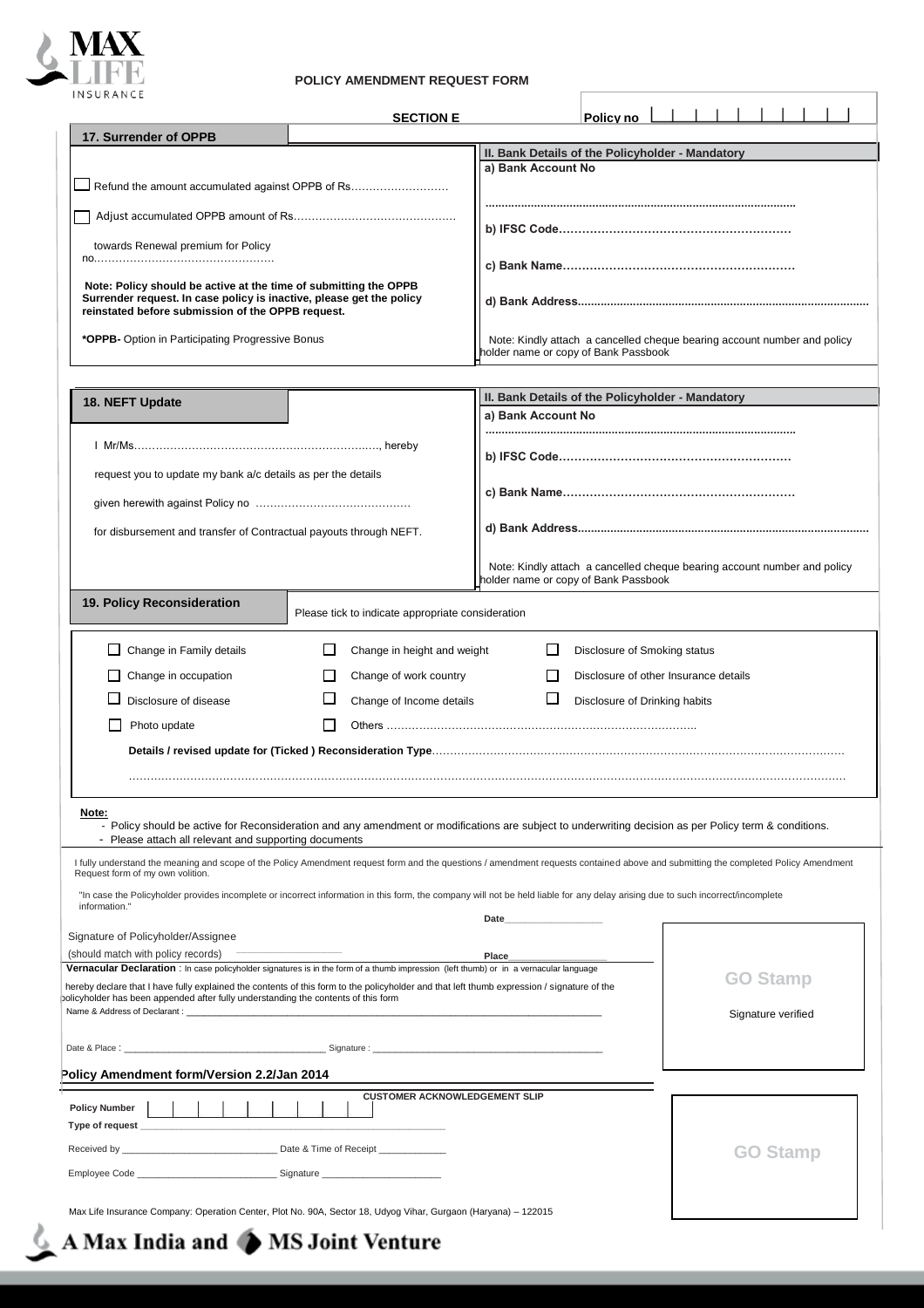MAX LIFE INSURANCE

**POLICY AMENDMENT REQUEST FORM**

**SECTION E** **Policy no** | | | | | | | | | | |

## 17. Surrender of OPPB

☐ Refund the amount accumulated against OPPB of Rs………………………

☐ Adjust accumulated OPPB amount of Rs………………………………………

towards Renewal premium for Policy no…………………………………………

**Note: Policy should be active at the time of submitting the OPPB Surrender request. In case policy is inactive, please get the policy reinstated before submission of the OPPB request.**

***OPPB-** Option in Participating Progressive Bonus

**II. Bank Details of the Policyholder - Mandatory**

**a) Bank Account No**

……………………………………………………………………………………

**b) IFSC Code……………………………………………………**

**c) Bank Name……………………………………………………**

**d) Bank Address……………………………………………………………………………**

Note: Kindly attach a cancelled cheque bearing account number and policy holder name or copy of Bank Passbook

## 18. NEFT Update

I Mr/Ms…………………………………………………………., hereby

request you to update my bank a/c details as per the details

given herewith against Policy no ……………………………………

for disbursement and transfer of Contractual payouts through NEFT.

**II. Bank Details of the Policyholder - Mandatory**

**a) Bank Account No**

……………………………………………………………………………………

**b) IFSC Code……………………………………………………**

**c) Bank Name……………………………………………………**

**d) Bank Address……………………………………………………………………………**

Note: Kindly attach a cancelled cheque bearing account number and policy holder name or copy of Bank Passbook

## 19. Policy Reconsideration

Please tick to indicate appropriate consideration

| | | |
|---|---|---|
| ☐ Change in Family details | ☐ Change in height and weight | ☐ Disclosure of Smoking status |
| ☐ Change in occupation | ☐ Change of work country | ☐ Disclosure of other Insurance details |
| ☐ Disclosure of disease | ☐ Change of Income details | ☐ Disclosure of Drinking habits |
| ☐ Photo update | ☐ Others ……………………………………………………………………… | |

**Details / revised update for (Ticked ) Reconsideration Type**………………………………………………………………………………………

……………………………………………………………………………………………………………………………………………………………………

**Note:**

- Policy should be active for Reconsideration and any amendment or modifications are subject to underwriting decision as per Policy term & conditions.
- Please attach all relevant and supporting documents

I fully understand the meaning and scope of the Policy Amendment request form and the questions / amendment requests contained above and submitting the completed Policy Amendment Request form of my own volition.

"In case the Policyholder provides incomplete or incorrect information in this form, the company will not be held liable for any delay arising due to such incorrect/incomplete information."

Date__________________

Signature of Policyholder/Assignee

(should match with policy records) __________________

Place__________________

**Vernacular Declaration** : In case policyholder signatures is in the form of a thumb impression (left thumb) or in a vernacular language

hereby declare that I have fully explained the contents of this form to the policyholder and that left thumb expression / signature of the policyholder has been appended after fully understanding the contents of this form

Name & Address of Declarant : ______________________________________________________________

Date & Place : ________________________________ Signature : ________________________________

**GO Stamp**

Signature verified

**Policy Amendment form/Version 2.2/Jan 2014**

**CUSTOMER ACKNOWLEDGEMENT SLIP**

**Policy Number** | | | | | | | | | | |

**Type of request** ________________________________________________

Received by ____________________________ Date & Time of Receipt ____________

Employee Code _________________________ Signature ______________________

**GO Stamp**

Max Life Insurance Company: Operation Center, Plot No. 90A, Sector 18, Udyog Vihar, Gurgaon (Haryana) – 122015

A Max India and MS Joint Venture